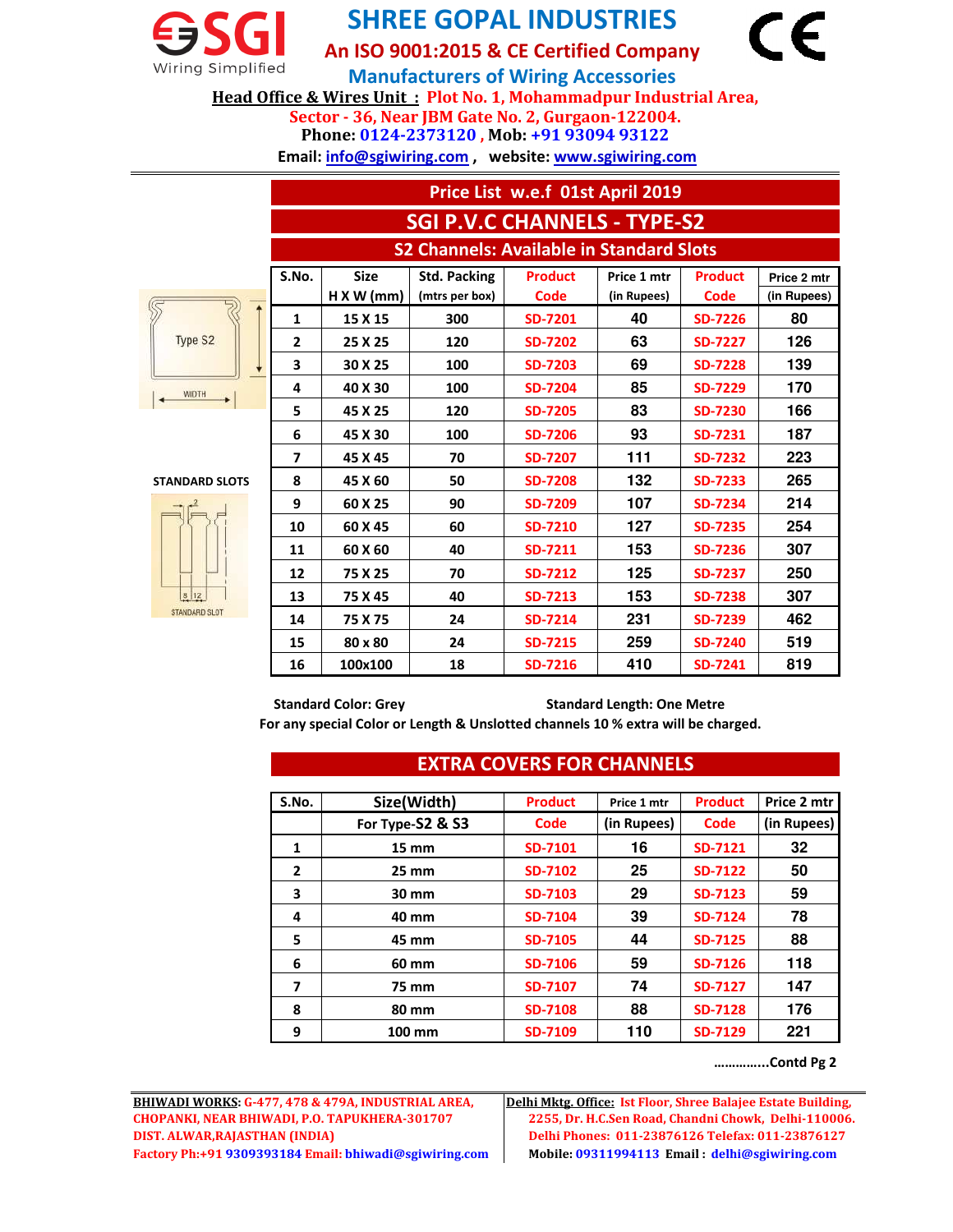# SHREE GOPAL INDUSTRIES

**SGI** Wiring Simplified

**An ISO 9001:2015 & CE Certified Company**

**Manufacturers of Wiring Accessories**

**Head Office & Wires Unit :** Plot No. 1, Mohammadpur Industrial Area, Sector - 36, Near JBM Gate No. 2, Gurgaon-122004.

Phone: 0124-2373120 , Mob: +91 93094 93122

Email: info@sgiwiring.com , website: www.sgiwiring.com

## Price List w.e.f 01st April 2019

## SGI P.V.C CHANNELS - TYPE-S2

### S2 Channels: Available in Standard Slots

Type S2

WIDTH

STANDARD SLOTS

STANDARD SLOT

| S.No. | Size H X W (mm) | Std. Packing (mtrs per box) | Product Code | Price 1 mtr (in Rupees) | Product Code | Price 2 mtr (in Rupees) |
|---|---|---|---|---|---|---|
| 1 | 15 X 15 | 300 | SD-7201 | 40 | SD-7226 | 80 |
| 2 | 25 X 25 | 120 | SD-7202 | 63 | SD-7227 | 126 |
| 3 | 30 X 25 | 100 | SD-7203 | 69 | SD-7228 | 139 |
| 4 | 40 X 30 | 100 | SD-7204 | 85 | SD-7229 | 170 |
| 5 | 45 X 25 | 120 | SD-7205 | 83 | SD-7230 | 166 |
| 6 | 45 X 30 | 100 | SD-7206 | 93 | SD-7231 | 187 |
| 7 | 45 X 45 | 70 | SD-7207 | 111 | SD-7232 | 223 |
| 8 | 45 X 60 | 50 | SD-7208 | 132 | SD-7233 | 265 |
| 9 | 60 X 25 | 90 | SD-7209 | 107 | SD-7234 | 214 |
| 10 | 60 X 45 | 60 | SD-7210 | 127 | SD-7235 | 254 |
| 11 | 60 X 60 | 40 | SD-7211 | 153 | SD-7236 | 307 |
| 12 | 75 X 25 | 70 | SD-7212 | 125 | SD-7237 | 250 |
| 13 | 75 X 45 | 40 | SD-7213 | 153 | SD-7238 | 307 |
| 14 | 75 X 75 | 24 | SD-7214 | 231 | SD-7239 | 462 |
| 15 | 80 x 80 | 24 | SD-7215 | 259 | SD-7240 | 519 |
| 16 | 100x100 | 18 | SD-7216 | 410 | SD-7241 | 819 |

**Standard Color: Grey** **Standard Length: One Metre**

**For any special Color or Length & Unslotted channels 10 % extra will be charged.**

## EXTRA COVERS FOR CHANNELS

| S.No. | Size(Width) For Type-S2 & S3 | Product Code | Price 1 mtr (in Rupees) | Product Code | Price 2 mtr (in Rupees) |
|---|---|---|---|---|---|
| 1 | 15 mm | SD-7101 | 16 | SD-7121 | 32 |
| 2 | 25 mm | SD-7102 | 25 | SD-7122 | 50 |
| 3 | 30 mm | SD-7103 | 29 | SD-7123 | 59 |
| 4 | 40 mm | SD-7104 | 39 | SD-7124 | 78 |
| 5 | 45 mm | SD-7105 | 44 | SD-7125 | 88 |
| 6 | 60 mm | SD-7106 | 59 | SD-7126 | 118 |
| 7 | 75 mm | SD-7107 | 74 | SD-7127 | 147 |
| 8 | 80 mm | SD-7108 | 88 | SD-7128 | 176 |
| 9 | 100 mm | SD-7109 | 110 | SD-7129 | 221 |

…………..Contd Pg 2

**BHIWADI WORKS:** G-477, 478 & 479A, INDUSTRIAL AREA, CHOPANKI, NEAR BHIWADI, P.O. TAPUKHERA-301707 DIST. ALWAR,RAJASTHAN (INDIA)
Factory Ph:+91 9309393184 Email: bhiwadi@sgiwiring.com

**Delhi Mktg. Office:** Ist Floor, Shree Balajee Estate Building, 2255, Dr. H.C.Sen Road, Chandni Chowk, Delhi-110006.
Delhi Phones: 011-23876126 Telefax: 011-23876127
Mobile: 09311994113 Email : delhi@sgiwiring.com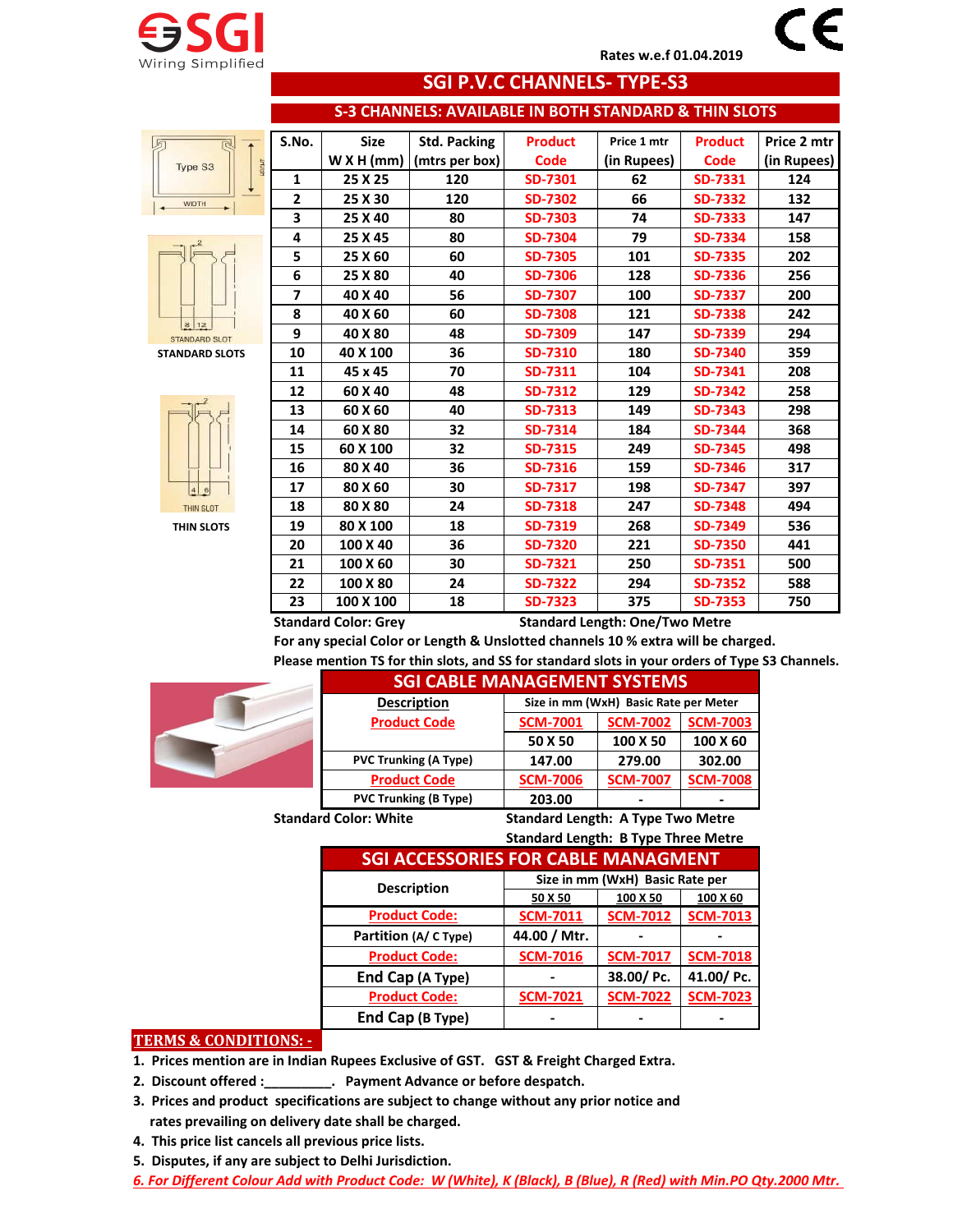**SGI** Wiring Simplified

Rates w.e.f 01.04.2019

# SGI P.V.C CHANNELS- TYPE-S3

## S-3 CHANNELS: AVAILABLE IN BOTH STANDARD & THIN SLOTS

Type S3

STANDARD SLOTS

THIN SLOTS

| S.No. | Size W X H (mm) | Std. Packing (mtrs per box) | Product Code | Price 1 mtr (in Rupees) | Product Code | Price 2 mtr (in Rupees) |
|---|---|---|---|---|---|---|
| 1 | 25 X 25 | 120 | SD-7301 | 62 | SD-7331 | 124 |
| 2 | 25 X 30 | 120 | SD-7302 | 66 | SD-7332 | 132 |
| 3 | 25 X 40 | 80 | SD-7303 | 74 | SD-7333 | 147 |
| 4 | 25 X 45 | 80 | SD-7304 | 79 | SD-7334 | 158 |
| 5 | 25 X 60 | 60 | SD-7305 | 101 | SD-7335 | 202 |
| 6 | 25 X 80 | 40 | SD-7306 | 128 | SD-7336 | 256 |
| 7 | 40 X 40 | 56 | SD-7307 | 100 | SD-7337 | 200 |
| 8 | 40 X 60 | 60 | SD-7308 | 121 | SD-7338 | 242 |
| 9 | 40 X 80 | 48 | SD-7309 | 147 | SD-7339 | 294 |
| 10 | 40 X 100 | 36 | SD-7310 | 180 | SD-7340 | 359 |
| 11 | 45 x 45 | 70 | SD-7311 | 104 | SD-7341 | 208 |
| 12 | 60 X 40 | 48 | SD-7312 | 129 | SD-7342 | 258 |
| 13 | 60 X 60 | 40 | SD-7313 | 149 | SD-7343 | 298 |
| 14 | 60 X 80 | 32 | SD-7314 | 184 | SD-7344 | 368 |
| 15 | 60 X 100 | 32 | SD-7315 | 249 | SD-7345 | 498 |
| 16 | 80 X 40 | 36 | SD-7316 | 159 | SD-7346 | 317 |
| 17 | 80 X 60 | 30 | SD-7317 | 198 | SD-7347 | 397 |
| 18 | 80 X 80 | 24 | SD-7318 | 247 | SD-7348 | 494 |
| 19 | 80 X 100 | 18 | SD-7319 | 268 | SD-7349 | 536 |
| 20 | 100 X 40 | 36 | SD-7320 | 221 | SD-7350 | 441 |
| 21 | 100 X 60 | 30 | SD-7321 | 250 | SD-7351 | 500 |
| 22 | 100 X 80 | 24 | SD-7322 | 294 | SD-7352 | 588 |
| 23 | 100 X 100 | 18 | SD-7323 | 375 | SD-7353 | 750 |

**Standard Color: Grey** **Standard Length: One/Two Metre**

**For any special Color or Length & Unslotted channels 10 % extra will be charged.**

**Please mention TS for thin slots, and SS for standard slots in your orders of Type S3 Channels.**

## SGI CABLE MANAGEMENT SYSTEMS

| Description | Size in mm (WxH) Basic Rate per Meter | | |
|---|---|---|---|
| Product Code | SCM-7001 | SCM-7002 | SCM-7003 |
| | 50 X 50 | 100 X 50 | 100 X 60 |
| PVC Trunking (A Type) | 147.00 | 279.00 | 302.00 |
| Product Code | SCM-7006 | SCM-7007 | SCM-7008 |
| PVC Trunking (B Type) | 203.00 | - | - |

**Standard Color: White** **Standard Length: A Type Two Metre**

**Standard Length: B Type Three Metre**

## SGI ACCESSORIES FOR CABLE MANAGMENT

| Description | Size in mm (WxH) Basic Rate per | | |
|---|---|---|---|
| | 50 X 50 | 100 X 50 | 100 X 60 |
| Product Code: | SCM-7011 | SCM-7012 | SCM-7013 |
| Partition (A/ C Type) | 44.00 / Mtr. | - | - |
| Product Code: | SCM-7016 | SCM-7017 | SCM-7018 |
| End Cap (A Type) | - | 38.00/ Pc. | 41.00/ Pc. |
| Product Code: | SCM-7021 | SCM-7022 | SCM-7023 |
| End Cap (B Type) | - | - | - |

## TERMS & CONDITIONS: -

1. Prices mention are in Indian Rupees Exclusive of GST. GST & Freight Charged Extra.
2. Discount offered :_________. Payment Advance or before despatch.
3. Prices and product specifications are subject to change without any prior notice and rates prevailing on delivery date shall be charged.
4. This price list cancels all previous price lists.
5. Disputes, if any are subject to Delhi Jurisdiction.
6. *For Different Colour Add with Product Code: W (White), K (Black), B (Blue), R (Red) with Min.PO Qty.2000 Mtr.*